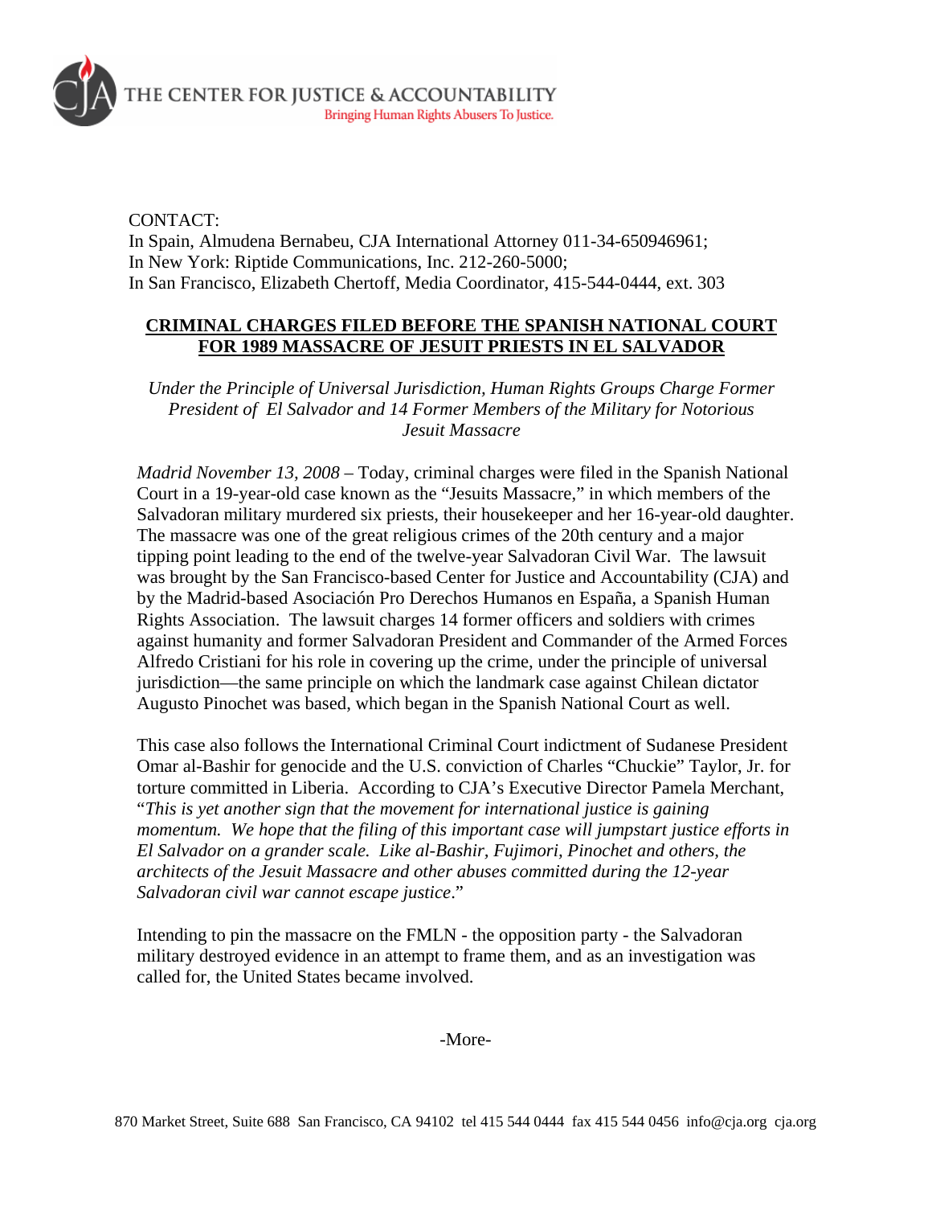THE CENTER FOR JUSTICE & ACCOUNTABILITY

Bringing Human Rights Abusers To Justice.

CONTACT:
In Spain, Almudena Bernabeu, CJA International Attorney 011-34-650946961;
In New York: Riptide Communications, Inc. 212-260-5000;
In San Francisco, Elizabeth Chertoff, Media Coordinator, 415-544-0444, ext. 303

# CRIMINAL CHARGES FILED BEFORE THE SPANISH NATIONAL COURT FOR 1989 MASSACRE OF JESUIT PRIESTS IN EL SALVADOR

*Under the Principle of Universal Jurisdiction, Human Rights Groups Charge Former President of El Salvador and 14 Former Members of the Military for Notorious Jesuit Massacre*

*Madrid November 13, 2008* – Today, criminal charges were filed in the Spanish National Court in a 19-year-old case known as the "Jesuits Massacre," in which members of the Salvadoran military murdered six priests, their housekeeper and her 16-year-old daughter. The massacre was one of the great religious crimes of the 20th century and a major tipping point leading to the end of the twelve-year Salvadoran Civil War. The lawsuit was brought by the San Francisco-based Center for Justice and Accountability (CJA) and by the Madrid-based Asociación Pro Derechos Humanos en España, a Spanish Human Rights Association. The lawsuit charges 14 former officers and soldiers with crimes against humanity and former Salvadoran President and Commander of the Armed Forces Alfredo Cristiani for his role in covering up the crime, under the principle of universal jurisdiction—the same principle on which the landmark case against Chilean dictator Augusto Pinochet was based, which began in the Spanish National Court as well.

This case also follows the International Criminal Court indictment of Sudanese President Omar al-Bashir for genocide and the U.S. conviction of Charles "Chuckie" Taylor, Jr. for torture committed in Liberia. According to CJA's Executive Director Pamela Merchant, "*This is yet another sign that the movement for international justice is gaining momentum. We hope that the filing of this important case will jumpstart justice efforts in El Salvador on a grander scale. Like al-Bashir, Fujimori, Pinochet and others, the architects of the Jesuit Massacre and other abuses committed during the 12-year Salvadoran civil war cannot escape justice*."

Intending to pin the massacre on the FMLN - the opposition party - the Salvadoran military destroyed evidence in an attempt to frame them, and as an investigation was called for, the United States became involved.

-More-

870 Market Street, Suite 688 San Francisco, CA 94102 tel 415 544 0444 fax 415 544 0456 info@cja.org cja.org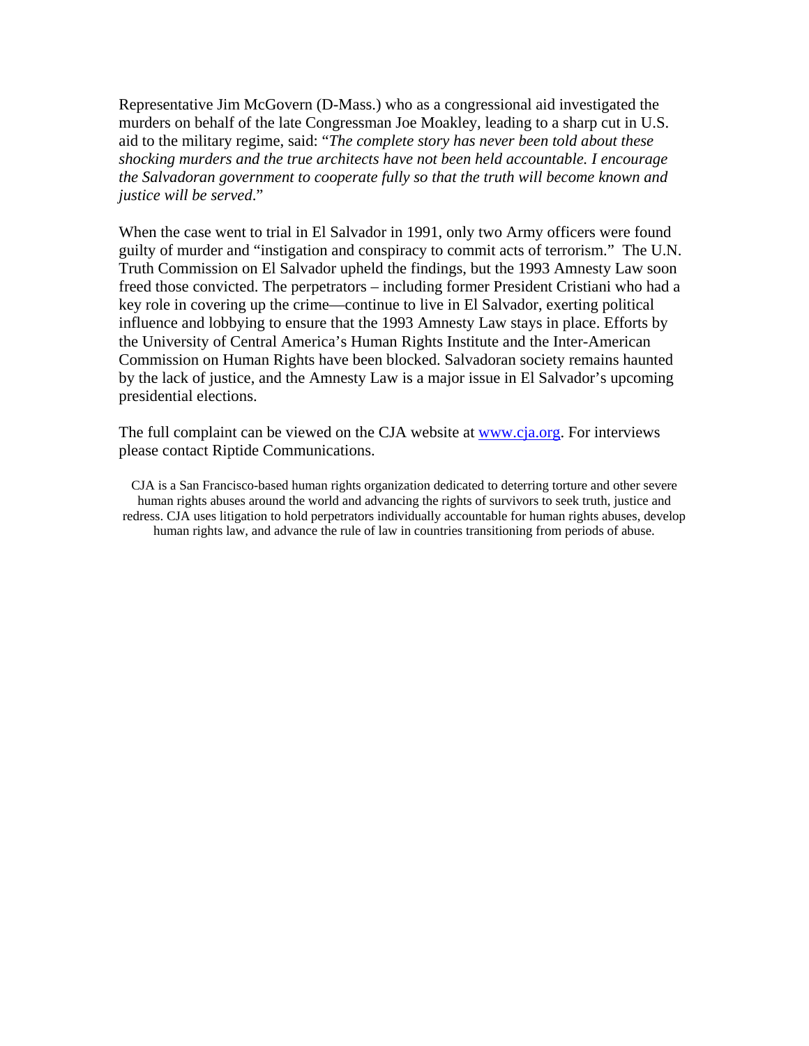Representative Jim McGovern (D-Mass.) who as a congressional aid investigated the murders on behalf of the late Congressman Joe Moakley, leading to a sharp cut in U.S. aid to the military regime, said: "*The complete story has never been told about these shocking murders and the true architects have not been held accountable. I encourage the Salvadoran government to cooperate fully so that the truth will become known and justice will be served*."

When the case went to trial in El Salvador in 1991, only two Army officers were found guilty of murder and "instigation and conspiracy to commit acts of terrorism." The U.N. Truth Commission on El Salvador upheld the findings, but the 1993 Amnesty Law soon freed those convicted. The perpetrators – including former President Cristiani who had a key role in covering up the crime—continue to live in El Salvador, exerting political influence and lobbying to ensure that the 1993 Amnesty Law stays in place. Efforts by the University of Central America's Human Rights Institute and the Inter-American Commission on Human Rights have been blocked. Salvadoran society remains haunted by the lack of justice, and the Amnesty Law is a major issue in El Salvador's upcoming presidential elections.

The full complaint can be viewed on the CJA website at [www.cja.org](http://www.cja.org). For interviews please contact Riptide Communications.

CJA is a San Francisco-based human rights organization dedicated to deterring torture and other severe human rights abuses around the world and advancing the rights of survivors to seek truth, justice and redress. CJA uses litigation to hold perpetrators individually accountable for human rights abuses, develop human rights law, and advance the rule of law in countries transitioning from periods of abuse.